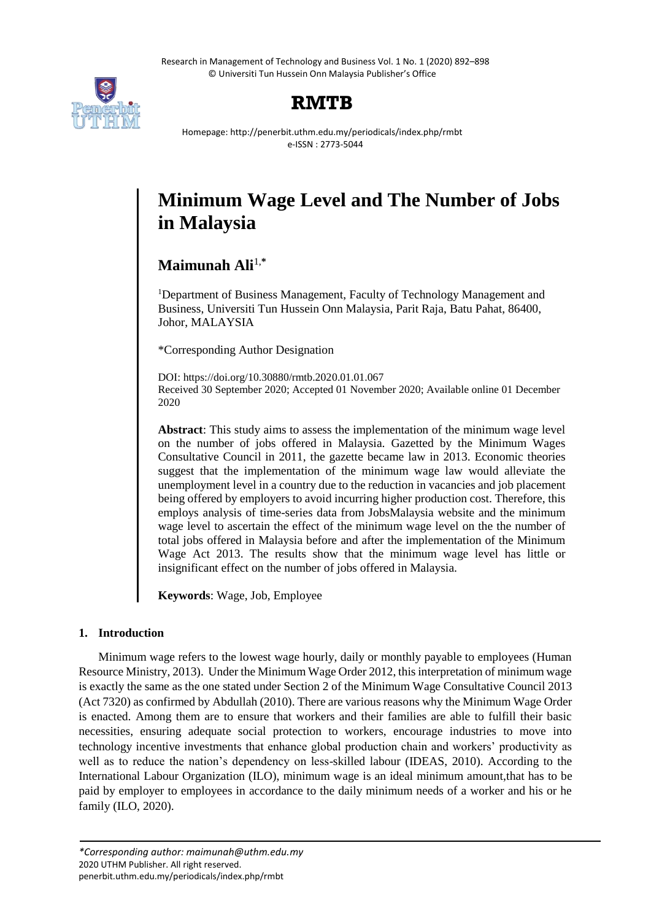# Minimum Wage Level and The Number of Jobs in Malaysia

**Maimunah Ali**[1,*]

[1]Department of Business Management, Faculty of Technology Management and Business, Universiti Tun Hussein Onn Malaysia, Parit Raja, Batu Pahat, 86400, Johor, MALAYSIA

*Corresponding Author Designation

DOI: https://doi.org/10.30880/rmtb.2020.01.01.067
Received 30 September 2020; Accepted 01 November 2020; Available online 01 December 2020

**Abstract**: This study aims to assess the implementation of the minimum wage level on the number of jobs offered in Malaysia. Gazetted by the Minimum Wages Consultative Council in 2011, the gazette became law in 2013. Economic theories suggest that the implementation of the minimum wage law would alleviate the unemployment level in a country due to the reduction in vacancies and job placement being offered by employers to avoid incurring higher production cost. Therefore, this employs analysis of time-series data from JobsMalaysia website and the minimum wage level to ascertain the effect of the minimum wage level on the the number of total jobs offered in Malaysia before and after the implementation of the Minimum Wage Act 2013. The results show that the minimum wage level has little or insignificant effect on the number of jobs offered in Malaysia.

**Keywords**: Wage, Job, Employee

## 1. Introduction

Minimum wage refers to the lowest wage hourly, daily or monthly payable to employees (Human Resource Ministry, 2013). Under the Minimum Wage Order 2012, this interpretation of minimum wage is exactly the same as the one stated under Section 2 of the Minimum Wage Consultative Council 2013 (Act 7320) as confirmed by Abdullah (2010). There are various reasons why the Minimum Wage Order is enacted. Among them are to ensure that workers and their families are able to fulfill their basic necessities, ensuring adequate social protection to workers, encourage industries to move into technology incentive investments that enhance global production chain and workers' productivity as well as to reduce the nation's dependency on less-skilled labour (IDEAS, 2010). According to the International Labour Organization (ILO), minimum wage is an ideal minimum amount,that has to be paid by employer to employees in accordance to the daily minimum needs of a worker and his or he family (ILO, 2020).

*Corresponding author: maimunah@uthm.edu.my
2020 UTHM Publisher. All right reserved.
penerbit.uthm.edu.my/periodicals/index.php/rmbt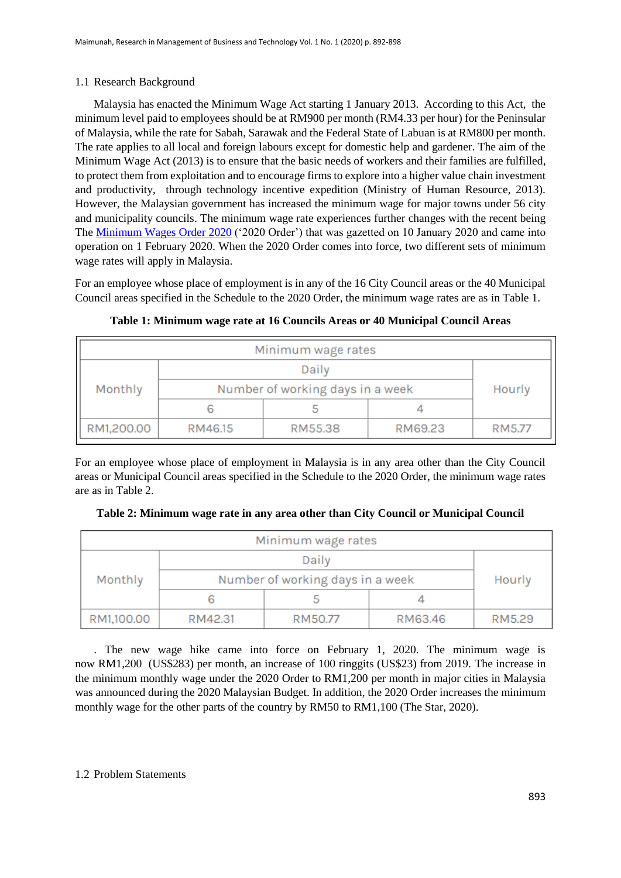## 1.1 Research Background

Malaysia has enacted the Minimum Wage Act starting 1 January 2013. According to this Act, the minimum level paid to employees should be at RM900 per month (RM4.33 per hour) for the Peninsular of Malaysia, while the rate for Sabah, Sarawak and the Federal State of Labuan is at RM800 per month. The rate applies to all local and foreign labours except for domestic help and gardener. The aim of the Minimum Wage Act (2013) is to ensure that the basic needs of workers and their families are fulfilled, to protect them from exploitation and to encourage firms to explore into a higher value chain investment and productivity, through technology incentive expedition (Ministry of Human Resource, 2013). However, the Malaysian government has increased the minimum wage for major towns under 56 city and municipality councils. The minimum wage rate experiences further changes with the recent being The Minimum Wages Order 2020 ('2020 Order') that was gazetted on 10 January 2020 and came into operation on 1 February 2020. When the 2020 Order comes into force, two different sets of minimum wage rates will apply in Malaysia.

For an employee whose place of employment is in any of the 16 City Council areas or the 40 Municipal Council areas specified in the Schedule to the 2020 Order, the minimum wage rates are as in Table 1.

**Table 1: Minimum wage rate at 16 Councils Areas or 40 Municipal Council Areas**

| Minimum wage rates | | | | |
|---|---|---|---|---|
| Monthly | Daily | | | Hourly |
| | Number of working days in a week | | | |
| | 6 | 5 | 4 | |
| RM1,200.00 | RM46.15 | RM55.38 | RM69.23 | RM5.77 |

For an employee whose place of employment in Malaysia is in any area other than the City Council areas or Municipal Council areas specified in the Schedule to the 2020 Order, the minimum wage rates are as in Table 2.

**Table 2: Minimum wage rate in any area other than City Council or Municipal Council**

| Minimum wage rates | | | | |
|---|---|---|---|---|
| Monthly | Daily | | | Hourly |
| | Number of working days in a week | | | |
| | 6 | 5 | 4 | |
| RM1,100.00 | RM42.31 | RM50.77 | RM63.46 | RM5.29 |

. The new wage hike came into force on February 1, 2020. The minimum wage is now RM1,200 (US$283) per month, an increase of 100 ringgits (US$23) from 2019. The increase in the minimum monthly wage under the 2020 Order to RM1,200 per month in major cities in Malaysia was announced during the 2020 Malaysian Budget. In addition, the 2020 Order increases the minimum monthly wage for the other parts of the country by RM50 to RM1,100 (The Star, 2020).

## 1.2 Problem Statements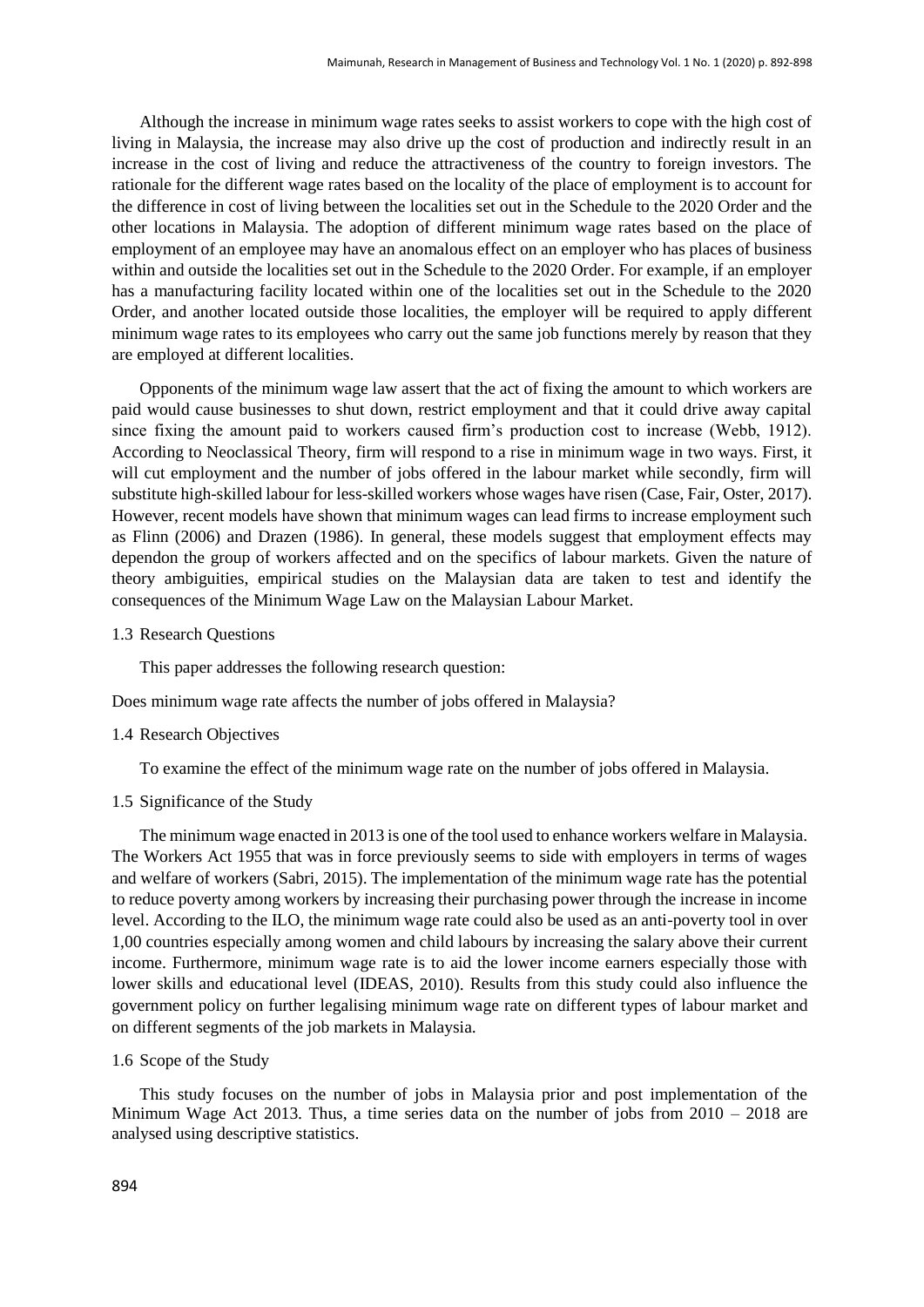Although the increase in minimum wage rates seeks to assist workers to cope with the high cost of living in Malaysia, the increase may also drive up the cost of production and indirectly result in an increase in the cost of living and reduce the attractiveness of the country to foreign investors. The rationale for the different wage rates based on the locality of the place of employment is to account for the difference in cost of living between the localities set out in the Schedule to the 2020 Order and the other locations in Malaysia. The adoption of different minimum wage rates based on the place of employment of an employee may have an anomalous effect on an employer who has places of business within and outside the localities set out in the Schedule to the 2020 Order. For example, if an employer has a manufacturing facility located within one of the localities set out in the Schedule to the 2020 Order, and another located outside those localities, the employer will be required to apply different minimum wage rates to its employees who carry out the same job functions merely by reason that they are employed at different localities.

Opponents of the minimum wage law assert that the act of fixing the amount to which workers are paid would cause businesses to shut down, restrict employment and that it could drive away capital since fixing the amount paid to workers caused firm's production cost to increase (Webb, 1912). According to Neoclassical Theory, firm will respond to a rise in minimum wage in two ways. First, it will cut employment and the number of jobs offered in the labour market while secondly, firm will substitute high-skilled labour for less-skilled workers whose wages have risen (Case, Fair, Oster, 2017). However, recent models have shown that minimum wages can lead firms to increase employment such as Flinn (2006) and Drazen (1986). In general, these models suggest that employment effects may dependon the group of workers affected and on the specifics of labour markets. Given the nature of theory ambiguities, empirical studies on the Malaysian data are taken to test and identify the consequences of the Minimum Wage Law on the Malaysian Labour Market.

### 1.3 Research Questions

This paper addresses the following research question:

Does minimum wage rate affects the number of jobs offered in Malaysia?

### 1.4 Research Objectives

To examine the effect of the minimum wage rate on the number of jobs offered in Malaysia.

### 1.5 Significance of the Study

The minimum wage enacted in 2013 is one of the tool used to enhance workers welfare in Malaysia. The Workers Act 1955 that was in force previously seems to side with employers in terms of wages and welfare of workers (Sabri, 2015). The implementation of the minimum wage rate has the potential to reduce poverty among workers by increasing their purchasing power through the increase in income level. According to the ILO, the minimum wage rate could also be used as an anti-poverty tool in over 1,00 countries especially among women and child labours by increasing the salary above their current income. Furthermore, minimum wage rate is to aid the lower income earners especially those with lower skills and educational level (IDEAS, 2010). Results from this study could also influence the government policy on further legalising minimum wage rate on different types of labour market and on different segments of the job markets in Malaysia.

### 1.6 Scope of the Study

This study focuses on the number of jobs in Malaysia prior and post implementation of the Minimum Wage Act 2013. Thus, a time series data on the number of jobs from 2010 – 2018 are analysed using descriptive statistics.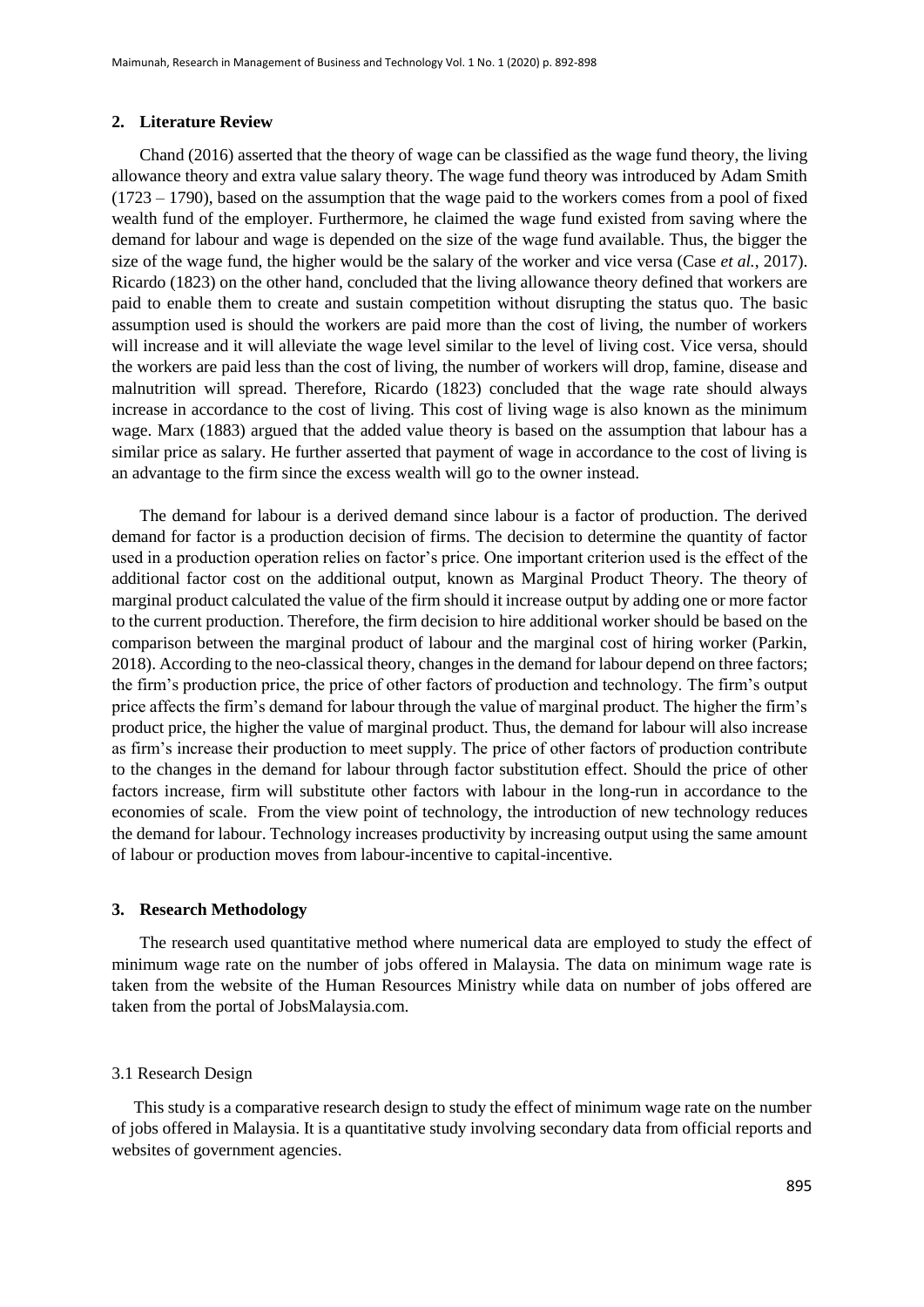## 2. Literature Review

Chand (2016) asserted that the theory of wage can be classified as the wage fund theory, the living allowance theory and extra value salary theory. The wage fund theory was introduced by Adam Smith (1723 – 1790), based on the assumption that the wage paid to the workers comes from a pool of fixed wealth fund of the employer. Furthermore, he claimed the wage fund existed from saving where the demand for labour and wage is depended on the size of the wage fund available. Thus, the bigger the size of the wage fund, the higher would be the salary of the worker and vice versa (Case *et al.*, 2017). Ricardo (1823) on the other hand, concluded that the living allowance theory defined that workers are paid to enable them to create and sustain competition without disrupting the status quo. The basic assumption used is should the workers are paid more than the cost of living, the number of workers will increase and it will alleviate the wage level similar to the level of living cost. Vice versa, should the workers are paid less than the cost of living, the number of workers will drop, famine, disease and malnutrition will spread. Therefore, Ricardo (1823) concluded that the wage rate should always increase in accordance to the cost of living. This cost of living wage is also known as the minimum wage. Marx (1883) argued that the added value theory is based on the assumption that labour has a similar price as salary. He further asserted that payment of wage in accordance to the cost of living is an advantage to the firm since the excess wealth will go to the owner instead.

The demand for labour is a derived demand since labour is a factor of production. The derived demand for factor is a production decision of firms. The decision to determine the quantity of factor used in a production operation relies on factor's price. One important criterion used is the effect of the additional factor cost on the additional output, known as Marginal Product Theory. The theory of marginal product calculated the value of the firm should it increase output by adding one or more factor to the current production. Therefore, the firm decision to hire additional worker should be based on the comparison between the marginal product of labour and the marginal cost of hiring worker (Parkin, 2018). According to the neo-classical theory, changes in the demand for labour depend on three factors; the firm's production price, the price of other factors of production and technology. The firm's output price affects the firm's demand for labour through the value of marginal product. The higher the firm's product price, the higher the value of marginal product. Thus, the demand for labour will also increase as firm's increase their production to meet supply. The price of other factors of production contribute to the changes in the demand for labour through factor substitution effect. Should the price of other factors increase, firm will substitute other factors with labour in the long-run in accordance to the economies of scale. From the view point of technology, the introduction of new technology reduces the demand for labour. Technology increases productivity by increasing output using the same amount of labour or production moves from labour-incentive to capital-incentive.

## 3. Research Methodology

The research used quantitative method where numerical data are employed to study the effect of minimum wage rate on the number of jobs offered in Malaysia. The data on minimum wage rate is taken from the website of the Human Resources Ministry while data on number of jobs offered are taken from the portal of JobsMalaysia.com.

### 3.1 Research Design

This study is a comparative research design to study the effect of minimum wage rate on the number of jobs offered in Malaysia. It is a quantitative study involving secondary data from official reports and websites of government agencies.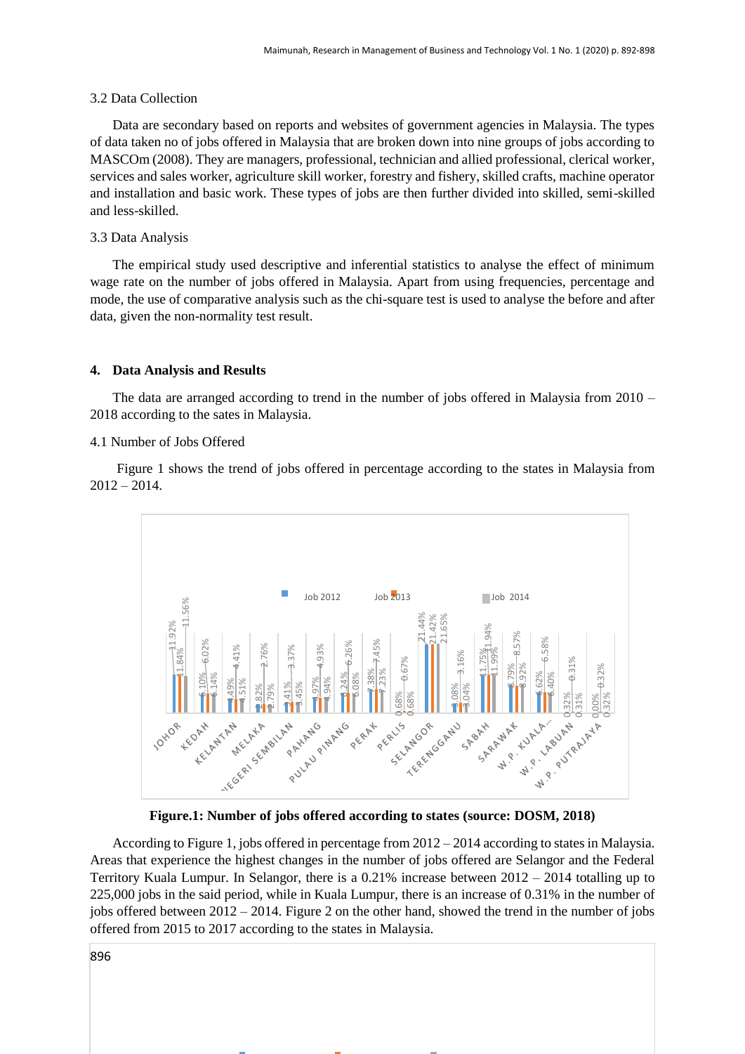3.2 Data Collection

Data are secondary based on reports and websites of government agencies in Malaysia. The types of data taken no of jobs offered in Malaysia that are broken down into nine groups of jobs according to MASCOm (2008). They are managers, professional, technician and allied professional, clerical worker, services and sales worker, agriculture skill worker, forestry and fishery, skilled crafts, machine operator and installation and basic work. These types of jobs are then further divided into skilled, semi-skilled and less-skilled.

3.3 Data Analysis

The empirical study used descriptive and inferential statistics to analyse the effect of minimum wage rate on the number of jobs offered in Malaysia. Apart from using frequencies, percentage and mode, the use of comparative analysis such as the chi-square test is used to analyse the before and after data, given the non-normality test result.

## 4. Data Analysis and Results

The data are arranged according to trend in the number of jobs offered in Malaysia from 2010 – 2018 according to the sates in Malaysia.

4.1 Number of Jobs Offered

Figure 1 shows the trend of jobs offered in percentage according to the states in Malaysia from 2012 – 2014.

**Figure.1: Number of jobs offered according to states (source: DOSM, 2018)**

According to Figure 1, jobs offered in percentage from 2012 – 2014 according to states in Malaysia. Areas that experience the highest changes in the number of jobs offered are Selangor and the Federal Territory Kuala Lumpur. In Selangor, there is a 0.21% increase between 2012 – 2014 totalling up to 225,000 jobs in the said period, while in Kuala Lumpur, there is an increase of 0.31% in the number of jobs offered between 2012 – 2014. Figure 2 on the other hand, showed the trend in the number of jobs offered from 2015 to 2017 according to the states in Malaysia.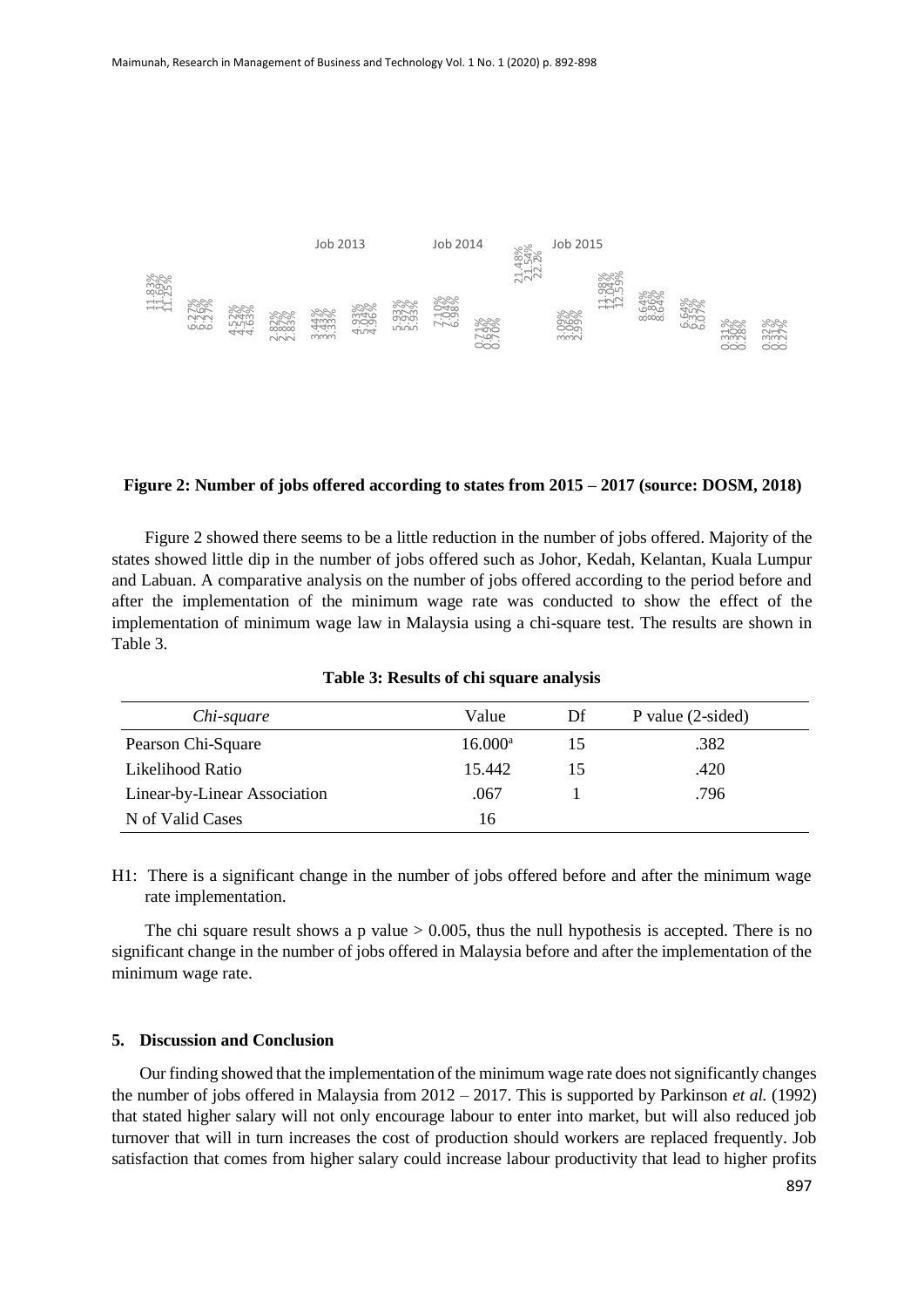**Figure 2: Number of jobs offered according to states from 2015 – 2017 (source: DOSM, 2018)**

Figure 2 showed there seems to be a little reduction in the number of jobs offered. Majority of the states showed little dip in the number of jobs offered such as Johor, Kedah, Kelantan, Kuala Lumpur and Labuan. A comparative analysis on the number of jobs offered according to the period before and after the implementation of the minimum wage rate was conducted to show the effect of the implementation of minimum wage law in Malaysia using a chi-square test. The results are shown in Table 3.

**Table 3: Results of chi square analysis**

| *Chi-square* | Value | Df | P value (2-sided) |
|---|---|---|---|
| Pearson Chi-Square | 16.000[a] | 15 | .382 |
| Likelihood Ratio | 15.442 | 15 | .420 |
| Linear-by-Linear Association | .067 | 1 | .796 |
| N of Valid Cases | 16 | | |

H1: There is a significant change in the number of jobs offered before and after the minimum wage rate implementation.

The chi square result shows a p value $> 0.005$, thus the null hypothesis is accepted. There is no significant change in the number of jobs offered in Malaysia before and after the implementation of the minimum wage rate.

## 5. Discussion and Conclusion

Our finding showed that the implementation of the minimum wage rate does not significantly changes the number of jobs offered in Malaysia from 2012 – 2017. This is supported by Parkinson *et al.* (1992) that stated higher salary will not only encourage labour to enter into market, but will also reduced job turnover that will in turn increases the cost of production should workers are replaced frequently. Job satisfaction that comes from higher salary could increase labour productivity that lead to higher profits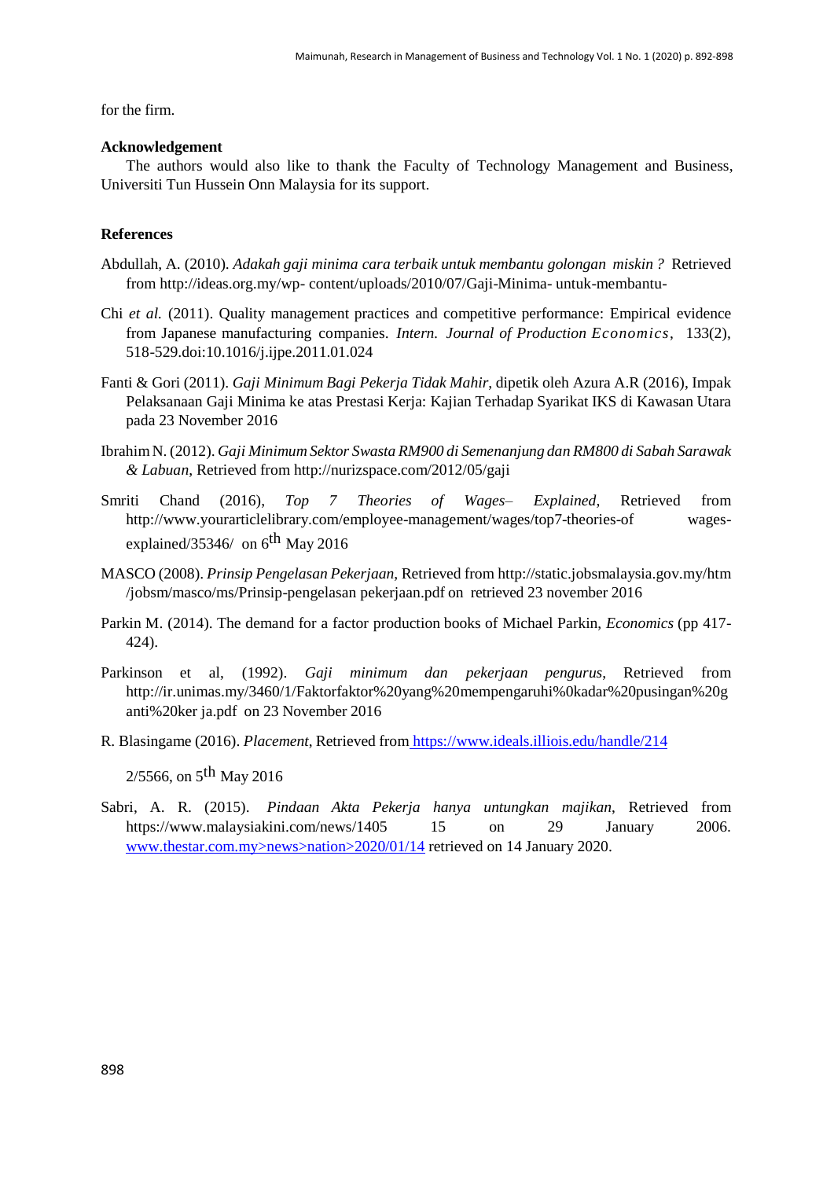for the firm.

**Acknowledgement**

The authors would also like to thank the Faculty of Technology Management and Business, Universiti Tun Hussein Onn Malaysia for its support.

**References**

Abdullah, A. (2010). *Adakah gaji minima cara terbaik untuk membantu golongan miskin ?* Retrieved from http://ideas.org.my/wp- content/uploads/2010/07/Gaji-Minima- untuk-membantu-

Chi *et al.* (2011). Quality management practices and competitive performance: Empirical evidence from Japanese manufacturing companies. *Intern. Journal of Production Economics*, 133(2), 518-529.doi:10.1016/j.ijpe.2011.01.024

Fanti & Gori (2011). *Gaji Minimum Bagi Pekerja Tidak Mahir*, dipetik oleh Azura A.R (2016), Impak Pelaksanaan Gaji Minima ke atas Prestasi Kerja: Kajian Terhadap Syarikat IKS di Kawasan Utara pada 23 November 2016

Ibrahim N. (2012). *Gaji Minimum Sektor Swasta RM900 di Semenanjung dan RM800 di Sabah Sarawak & Labuan*, Retrieved from http://nurizspace.com/2012/05/gaji

Smriti Chand (2016), *Top 7 Theories of Wages– Explained*, Retrieved from http://www.yourarticlelibrary.com/employee-management/wages/top7-theories-of wages-explained/35346/ on 6th May 2016

MASCO (2008). *Prinsip Pengelasan Pekerjaan*, Retrieved from http://static.jobsmalaysia.gov.my/htm /jobsm/masco/ms/Prinsip-pengelasan pekerjaan.pdf on retrieved 23 november 2016

Parkin M. (2014). The demand for a factor production books of Michael Parkin, *Economics* (pp 417-424).

Parkinson et al, (1992). *Gaji minimum dan pekerjaan pengurus*, Retrieved from http://ir.unimas.my/3460/1/Faktorfaktor%20yang%20mempengaruhi%0kadar%20pusingan%20g anti%20ker ja.pdf on 23 November 2016

R. Blasingame (2016). *Placement*, Retrieved from https://www.ideals.illiois.edu/handle/214 2/5566, on 5th May 2016

Sabri, A. R. (2015). *Pindaan Akta Pekerja hanya untungkan majikan*, Retrieved from https://www.malaysiakini.com/news/1405 15 on 29 January 2006. www.thestar.com.my>news>nation>2020/01/14 retrieved on 14 January 2020.